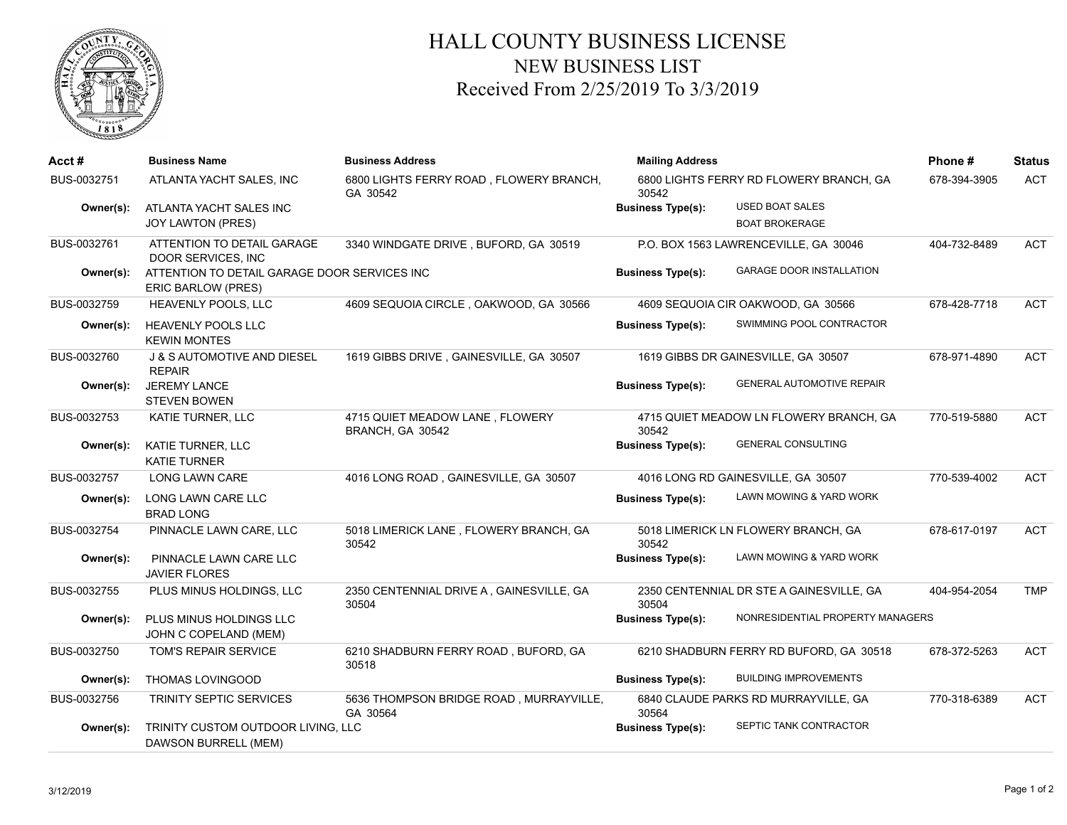# HALL COUNTY BUSINESS LICENSE
## NEW BUSINESS LIST
### Received From 2/25/2019 To 3/3/2019

| Acct # | Business Name | Business Address | Mailing Address | Phone # | Status |
|---|---|---|---|---|---|
| BUS-0032751 | ATLANTA YACHT SALES, INC | 6800 LIGHTS FERRY ROAD , FLOWERY BRANCH, GA 30542 | 6800 LIGHTS FERRY RD FLOWERY BRANCH, GA 30542 | 678-394-3905 | ACT |
| **Owner(s):** | ATLANTA YACHT SALES INC<br>JOY LAWTON (PRES) | | **Business Type(s):** USED BOAT SALES<br>BOAT BROKERAGE | | |
| BUS-0032761 | ATTENTION TO DETAIL GARAGE DOOR SERVICES, INC | 3340 WINDGATE DRIVE , BUFORD, GA 30519 | P.O. BOX 1563 LAWRENCEVILLE, GA 30046 | 404-732-8489 | ACT |
| **Owner(s):** | ATTENTION TO DETAIL GARAGE DOOR SERVICES INC<br>ERIC BARLOW (PRES) | | **Business Type(s):** GARAGE DOOR INSTALLATION | | |
| BUS-0032759 | HEAVENLY POOLS, LLC | 4609 SEQUOIA CIRCLE , OAKWOOD, GA 30566 | 4609 SEQUOIA CIR OAKWOOD, GA 30566 | 678-428-7718 | ACT |
| **Owner(s):** | HEAVENLY POOLS LLC<br>KEWIN MONTES | | **Business Type(s):** SWIMMING POOL CONTRACTOR | | |
| BUS-0032760 | J & S AUTOMOTIVE AND DIESEL REPAIR | 1619 GIBBS DRIVE , GAINESVILLE, GA 30507 | 1619 GIBBS DR GAINESVILLE, GA 30507 | 678-971-4890 | ACT |
| **Owner(s):** | JEREMY LANCE<br>STEVEN BOWEN | | **Business Type(s):** GENERAL AUTOMOTIVE REPAIR | | |
| BUS-0032753 | KATIE TURNER, LLC | 4715 QUIET MEADOW LANE , FLOWERY BRANCH, GA 30542 | 4715 QUIET MEADOW LN FLOWERY BRANCH, GA 30542 | 770-519-5880 | ACT |
| **Owner(s):** | KATIE TURNER, LLC<br>KATIE TURNER | | **Business Type(s):** GENERAL CONSULTING | | |
| BUS-0032757 | LONG LAWN CARE | 4016 LONG ROAD , GAINESVILLE, GA 30507 | 4016 LONG RD GAINESVILLE, GA 30507 | 770-539-4002 | ACT |
| **Owner(s):** | LONG LAWN CARE LLC<br>BRAD LONG | | **Business Type(s):** LAWN MOWING & YARD WORK | | |
| BUS-0032754 | PINNACLE LAWN CARE, LLC | 5018 LIMERICK LANE , FLOWERY BRANCH, GA 30542 | 5018 LIMERICK LN FLOWERY BRANCH, GA 30542 | 678-617-0197 | ACT |
| **Owner(s):** | PINNACLE LAWN CARE LLC<br>JAVIER FLORES | | **Business Type(s):** LAWN MOWING & YARD WORK | | |
| BUS-0032755 | PLUS MINUS HOLDINGS, LLC | 2350 CENTENNIAL DRIVE A , GAINESVILLE, GA 30504 | 2350 CENTENNIAL DR STE A GAINESVILLE, GA 30504 | 404-954-2054 | TMP |
| **Owner(s):** | PLUS MINUS HOLDINGS LLC<br>JOHN C COPELAND (MEM) | | **Business Type(s):** NONRESIDENTIAL PROPERTY MANAGERS | | |
| BUS-0032750 | TOM'S REPAIR SERVICE | 6210 SHADBURN FERRY ROAD , BUFORD, GA 30518 | 6210 SHADBURN FERRY RD BUFORD, GA 30518 | 678-372-5263 | ACT |
| **Owner(s):** | THOMAS LOVINGOOD | | **Business Type(s):** BUILDING IMPROVEMENTS | | |
| BUS-0032756 | TRINITY SEPTIC SERVICES | 5636 THOMPSON BRIDGE ROAD , MURRAYVILLE, GA 30564 | 6840 CLAUDE PARKS RD MURRAYVILLE, GA 30564 | 770-318-6389 | ACT |
| **Owner(s):** | TRINITY CUSTOM OUTDOOR LIVING, LLC<br>DAWSON BURRELL (MEM) | | **Business Type(s):** SEPTIC TANK CONTRACTOR | | |

3/12/2019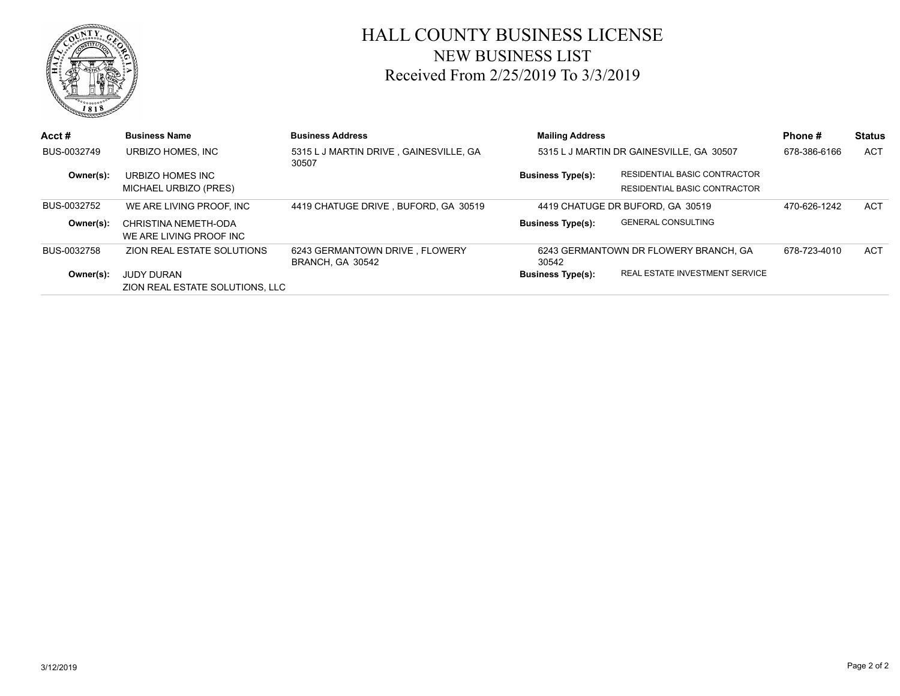# HALL COUNTY BUSINESS LICENSE

## NEW BUSINESS LIST

## Received From 2/25/2019 To 3/3/2019

| Acct # | Business Name | Business Address | Mailing Address | | Phone # | Status |
|---|---|---|---|---|---|---|
| BUS-0032749 | URBIZO HOMES, INC | 5315 L J MARTIN DRIVE , GAINESVILLE, GA 30507 | 5315 L J MARTIN DR GAINESVILLE, GA 30507 | | 678-386-6166 | ACT |
| **Owner(s):** | URBIZO HOMES INC<br>MICHAEL URBIZO (PRES) | | **Business Type(s):** | RESIDENTIAL BASIC CONTRACTOR<br>RESIDENTIAL BASIC CONTRACTOR | | |
| BUS-0032752 | WE ARE LIVING PROOF, INC | 4419 CHATUGE DRIVE , BUFORD, GA 30519 | 4419 CHATUGE DR BUFORD, GA 30519 | | 470-626-1242 | ACT |
| **Owner(s):** | CHRISTINA NEMETH-ODA<br>WE ARE LIVING PROOF INC | | **Business Type(s):** | GENERAL CONSULTING | | |
| BUS-0032758 | ZION REAL ESTATE SOLUTIONS | 6243 GERMANTOWN DRIVE , FLOWERY BRANCH, GA 30542 | 6243 GERMANTOWN DR FLOWERY BRANCH, GA 30542 | | 678-723-4010 | ACT |
| **Owner(s):** | JUDY DURAN<br>ZION REAL ESTATE SOLUTIONS, LLC | | **Business Type(s):** | REAL ESTATE INVESTMENT SERVICE | | |

3/12/2019